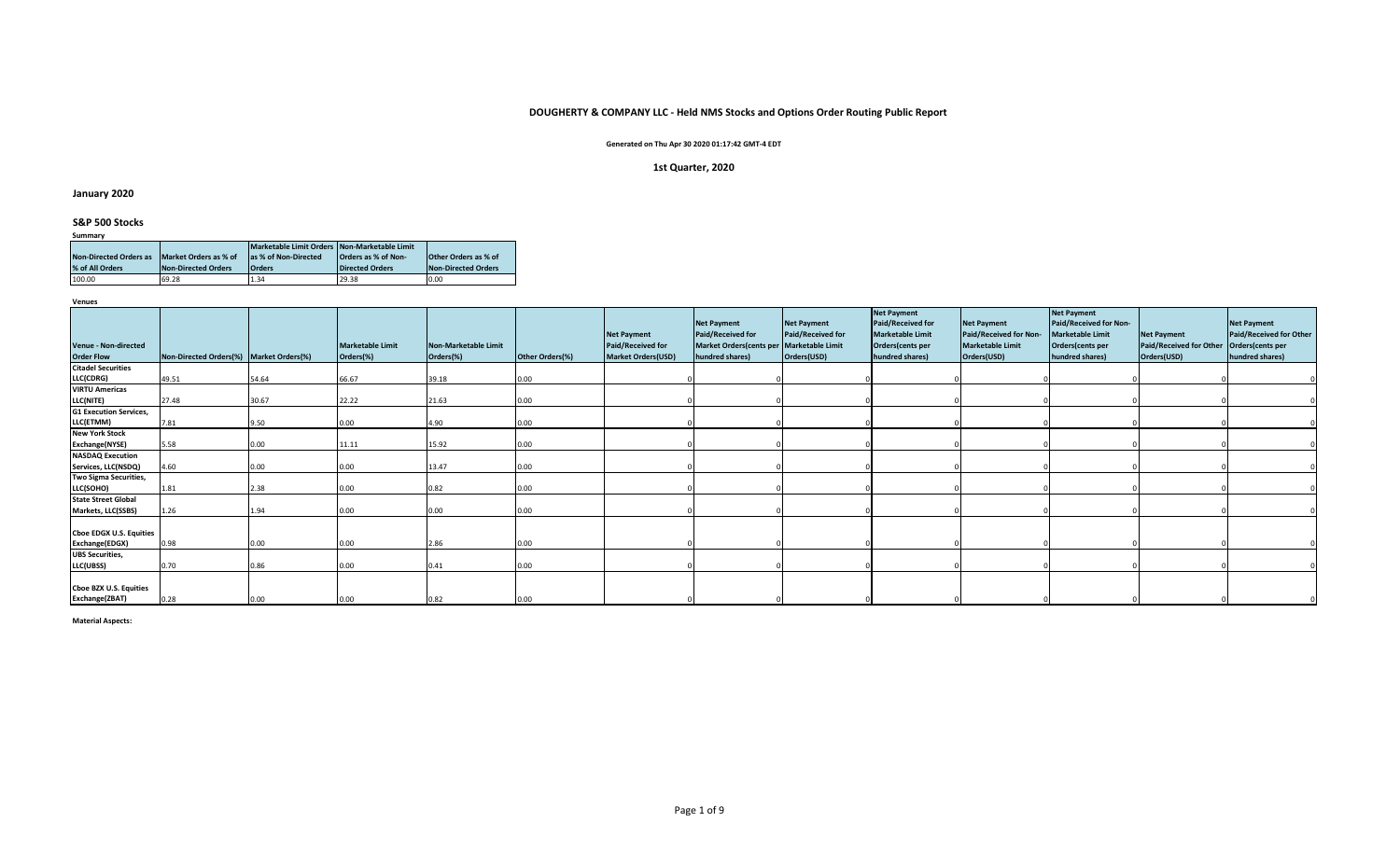# DOUGHERTY & COMPANY LLC - Held NMS Stocks and Options Order Routing Public Report

**Generated on Thu Apr 30 2020 01:17:42 GMT-4 EDT**

**1st Quarter, 2020**

## January 2020

### S&P 500 Stocks

**Summary**

| Non-Directed Orders as % of All Orders | Market Orders as % of Non-Directed Orders | Marketable Limit Orders as % of Non-Directed Orders | Non-Marketable Limit Orders as % of Non-Directed Orders | Other Orders as % of Non-Directed Orders |
|---|---|---|---|---|
| 100.00 | 69.28 | 1.34 | 29.38 | 0.00 |

**Venues**

| Venue - Non-directed Order Flow | Non-Directed Orders(%) | Market Orders(%) | Marketable Limit Orders(%) | Non-Marketable Limit Orders(%) | Other Orders(%) | Net Payment Paid/Received for Market Orders(USD) | Net Payment Paid/Received for Market Orders(cents per hundred shares) | Net Payment Paid/Received for Marketable Limit Orders(USD) | Net Payment Paid/Received for Marketable Limit Orders(cents per hundred shares) | Net Payment Paid/Received for Non-Marketable Limit Orders(USD) | Net Payment Paid/Received for Non-Marketable Limit Orders(cents per hundred shares) | Net Payment Paid/Received for Other Orders(USD) | Net Payment Paid/Received for Other Orders(cents per hundred shares) |
|---|---|---|---|---|---|---|---|---|---|---|---|---|---|
| Citadel Securities LLC(CDRG) | 49.51 | 54.64 | 66.67 | 39.18 | 0.00 | 0 | 0 | 0 | 0 | 0 | 0 | 0 | 0 |
| VIRTU Americas LLC(NITE) | 27.48 | 30.67 | 22.22 | 21.63 | 0.00 | 0 | 0 | 0 | 0 | 0 | 0 | 0 | 0 |
| G1 Execution Services, LLC(ETMM) | 7.81 | 9.50 | 0.00 | 4.90 | 0.00 | 0 | 0 | 0 | 0 | 0 | 0 | 0 | 0 |
| New York Stock Exchange(NYSE) | 5.58 | 0.00 | 11.11 | 15.92 | 0.00 | 0 | 0 | 0 | 0 | 0 | 0 | 0 | 0 |
| NASDAQ Execution Services, LLC(NSDQ) | 4.60 | 0.00 | 0.00 | 13.47 | 0.00 | 0 | 0 | 0 | 0 | 0 | 0 | 0 | 0 |
| Two Sigma Securities, LLC(SOHO) | 1.81 | 2.38 | 0.00 | 0.82 | 0.00 | 0 | 0 | 0 | 0 | 0 | 0 | 0 | 0 |
| State Street Global Markets, LLC(SSBS) | 1.26 | 1.94 | 0.00 | 0.00 | 0.00 | 0 | 0 | 0 | 0 | 0 | 0 | 0 | 0 |
| Cboe EDGX U.S. Equities Exchange(EDGX) | 0.98 | 0.00 | 0.00 | 2.86 | 0.00 | 0 | 0 | 0 | 0 | 0 | 0 | 0 | 0 |
| UBS Securities, LLC(UBSS) | 0.70 | 0.86 | 0.00 | 0.41 | 0.00 | 0 | 0 | 0 | 0 | 0 | 0 | 0 | 0 |
| Cboe BZX U.S. Equities Exchange(ZBAT) | 0.28 | 0.00 | 0.00 | 0.82 | 0.00 | 0 | 0 | 0 | 0 | 0 | 0 | 0 | 0 |

**Material Aspects:**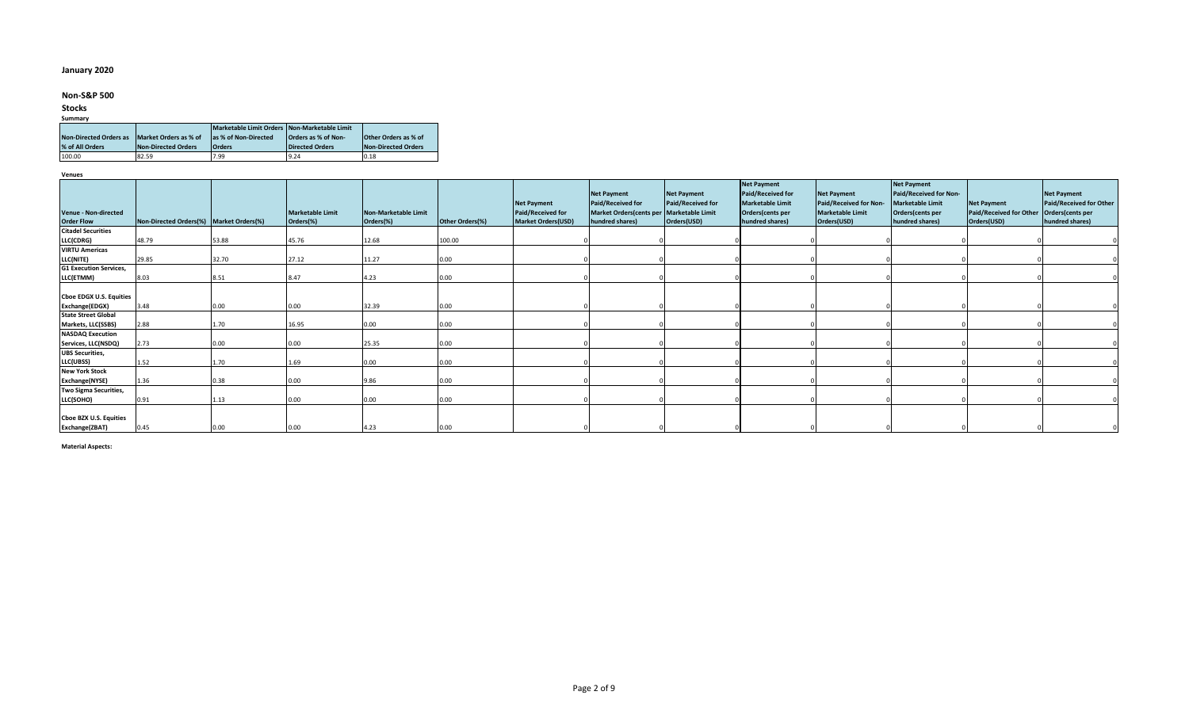# January 2020

## Non-S&P 500

### Stocks

**Summary**

| Non-Directed Orders as % of All Orders | Market Orders as % of Non-Directed Orders | Marketable Limit Orders as % of Non-Directed Orders | Non-Marketable Limit Orders as % of Non-Directed Orders | Other Orders as % of Non-Directed Orders |
|---|---|---|---|---|
| 100.00 | 82.59 | 7.99 | 9.24 | 0.18 |

**Venues**

| Venue - Non-directed Order Flow | Non-Directed Orders(%) | Market Orders(%) | Marketable Limit Orders(%) | Non-Marketable Limit Orders(%) | Other Orders(%) | Net Payment Paid/Received for Market Orders(USD) | Net Payment Paid/Received for Market Orders(cents per hundred shares) | Net Payment Paid/Received for Marketable Limit Orders(USD) | Net Payment Paid/Received for Marketable Limit Orders(cents per hundred shares) | Net Payment Paid/Received for Non-Marketable Limit Orders(USD) | Net Payment Paid/Received for Non-Marketable Limit Orders(cents per hundred shares) | Net Payment Paid/Received for Other Orders(USD) | Net Payment Paid/Received for Other Orders(cents per hundred shares) |
|---|---|---|---|---|---|---|---|---|---|---|---|---|---|
| Citadel Securities LLC(CDRG) | 48.79 | 53.88 | 45.76 | 12.68 | 100.00 | 0 | 0 | 0 | 0 | 0 | 0 | 0 | 0 |
| VIRTU Americas LLC(NITE) | 29.85 | 32.70 | 27.12 | 11.27 | 0.00 | 0 | 0 | 0 | 0 | 0 | 0 | 0 | 0 |
| G1 Execution Services, LLC(ETMM) | 8.03 | 8.51 | 8.47 | 4.23 | 0.00 | 0 | 0 | 0 | 0 | 0 | 0 | 0 | 0 |
| Cboe EDGX U.S. Equities Exchange(EDGX) | 3.48 | 0.00 | 0.00 | 32.39 | 0.00 | 0 | 0 | 0 | 0 | 0 | 0 | 0 | 0 |
| State Street Global Markets, LLC(SSBS) | 2.88 | 1.70 | 16.95 | 0.00 | 0.00 | 0 | 0 | 0 | 0 | 0 | 0 | 0 | 0 |
| NASDAQ Execution Services, LLC(NSDQ) | 2.73 | 0.00 | 0.00 | 25.35 | 0.00 | 0 | 0 | 0 | 0 | 0 | 0 | 0 | 0 |
| UBS Securities, LLC(UBSS) | 1.52 | 1.70 | 1.69 | 0.00 | 0.00 | 0 | 0 | 0 | 0 | 0 | 0 | 0 | 0 |
| New York Stock Exchange(NYSE) | 1.36 | 0.38 | 0.00 | 9.86 | 0.00 | 0 | 0 | 0 | 0 | 0 | 0 | 0 | 0 |
| Two Sigma Securities, LLC(SOHO) | 0.91 | 1.13 | 0.00 | 0.00 | 0.00 | 0 | 0 | 0 | 0 | 0 | 0 | 0 | 0 |
| Cboe BZX U.S. Equities Exchange(ZBAT) | 0.45 | 0.00 | 0.00 | 4.23 | 0.00 | 0 | 0 | 0 | 0 | 0 | 0 | 0 | 0 |

**Material Aspects:**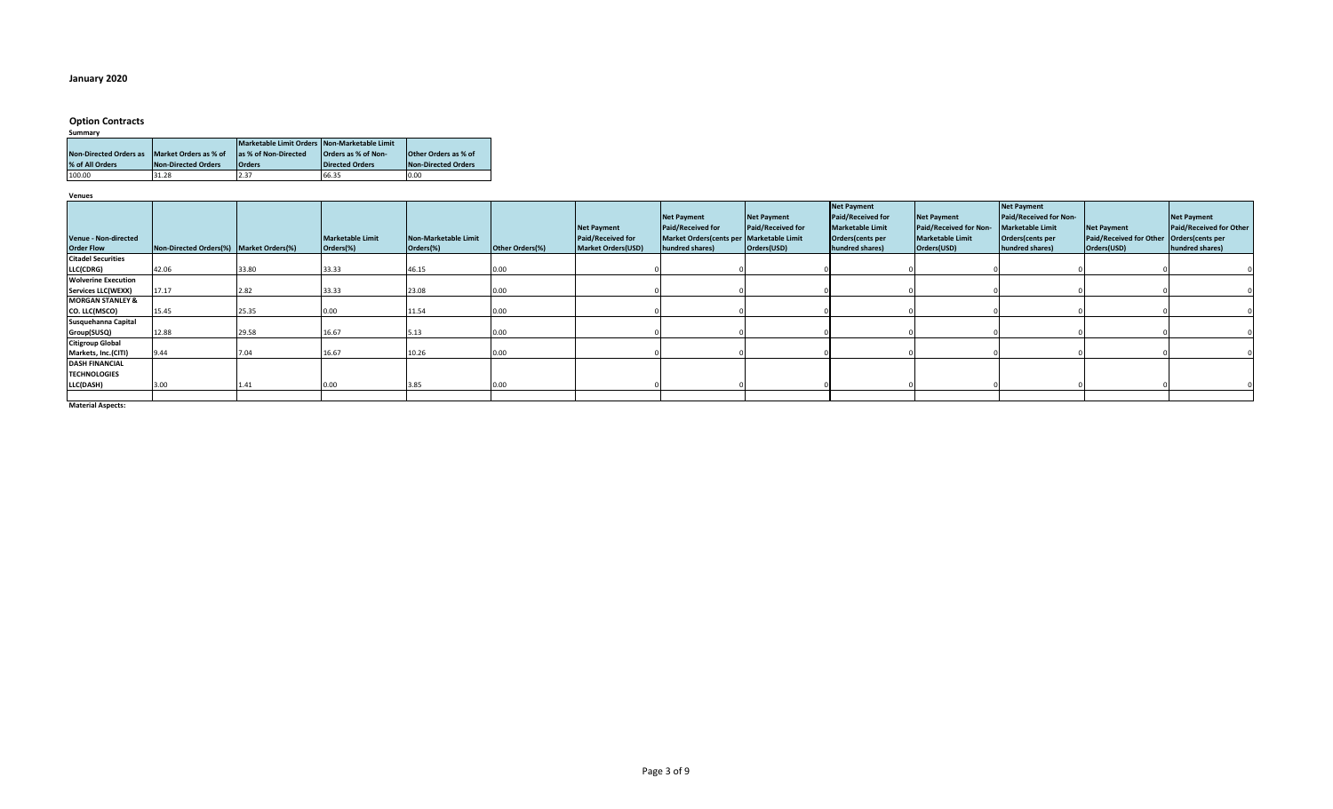## January 2020

### Option Contracts

**Summary**

| Non-Directed Orders as % of All Orders | Market Orders as % of Non-Directed Orders | Marketable Limit Orders as % of Non-Directed Orders | Non-Marketable Limit Orders as % of Non-Directed Orders | Other Orders as % of Non-Directed Orders |
|---|---|---|---|---|
| 100.00 | 31.28 | 2.37 | 66.35 | 0.00 |

**Venues**

| Venue - Non-directed Order Flow | Non-Directed Orders(%) | Market Orders(%) | Marketable Limit Orders(%) | Non-Marketable Limit Orders(%) | Other Orders(%) | Net Payment Paid/Received for Market Orders(USD) | Net Payment Paid/Received for Market Orders(cents per hundred shares) | Net Payment Paid/Received for Marketable Limit Orders(USD) | Net Payment Paid/Received for Marketable Limit Orders(cents per hundred shares) | Net Payment Paid/Received for Non-Marketable Limit Orders(USD) | Net Payment Paid/Received for Non-Marketable Limit Orders(cents per hundred shares) | Net Payment Paid/Received for Other Orders(USD) | Net Payment Paid/Received for Other Orders(cents per hundred shares) |
|---|---|---|---|---|---|---|---|---|---|---|---|---|---|
| Citadel Securities LLC(CDRG) | 42.06 | 33.80 | 33.33 | 46.15 | 0.00 | 0 | 0 | 0 | 0 | 0 | 0 | 0 | 0 |
| Wolverine Execution Services LLC(WEXX) | 17.17 | 2.82 | 33.33 | 23.08 | 0.00 | 0 | 0 | 0 | 0 | 0 | 0 | 0 | 0 |
| MORGAN STANLEY & CO. LLC(MSCO) | 15.45 | 25.35 | 0.00 | 11.54 | 0.00 | 0 | 0 | 0 | 0 | 0 | 0 | 0 | 0 |
| Susquehanna Capital Group(SUSQ) | 12.88 | 29.58 | 16.67 | 5.13 | 0.00 | 0 | 0 | 0 | 0 | 0 | 0 | 0 | 0 |
| Citigroup Global Markets, Inc.(CITI) | 9.44 | 7.04 | 16.67 | 10.26 | 0.00 | 0 | 0 | 0 | 0 | 0 | 0 | 0 | 0 |
| DASH FINANCIAL TECHNOLOGIES LLC(DASH) | 3.00 | 1.41 | 0.00 | 3.85 | 0.00 | 0 | 0 | 0 | 0 | 0 | 0 | 0 | 0 |

**Material Aspects:**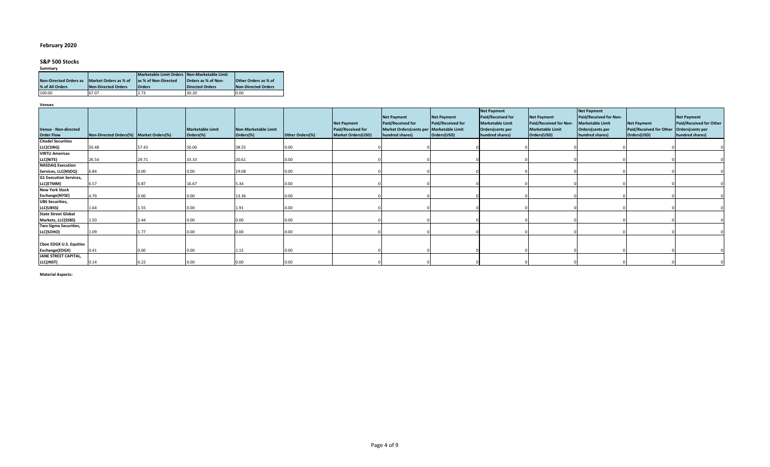# February 2020

## S&P 500 Stocks

**Summary**

| Non-Directed Orders as % of All Orders | Market Orders as % of Non-Directed Orders | Marketable Limit Orders as % of Non-Directed Orders | Non-Marketable Limit Orders as % of Non-Directed Orders | Other Orders as % of Non-Directed Orders |
|---|---|---|---|---|
| 100.00 | 67.07 | 2.73 | 30.20 | 0.00 |

**Venues**

| Venue - Non-directed Order Flow | Non-Directed Orders(%) | Market Orders(%) | Marketable Limit Orders(%) | Non-Marketable Limit Orders(%) | Other Orders(%) | Net Payment Paid/Received for Market Orders(USD) | Net Payment Paid/Received for Market Orders(cents per hundred shares) | Net Payment Paid/Received for Marketable Limit Orders(USD) | Net Payment Paid/Received for Marketable Limit Orders(cents per hundred shares) | Net Payment Paid/Received for Non-Marketable Limit Orders(USD) | Net Payment Paid/Received for Non-Marketable Limit Orders(cents per hundred shares) | Net Payment Paid/Received for Other Orders(USD) | Net Payment Paid/Received for Other Orders(cents per hundred shares) |
|---|---|---|---|---|---|---|---|---|---|---|---|---|---|
| Citadel Securities LLC(CDRG) | 50.48 | 57.43 | 50.00 | 38.55 | 0.00 | 0 | 0 | 0 | 0 | 0 | 0 | 0 | 0 |
| VIRTU Americas LLC(NITE) | 26.54 | 29.71 | 33.33 | 20.61 | 0.00 | 0 | 0 | 0 | 0 | 0 | 0 | 0 | 0 |
| NASDAQ Execution Services, LLC(NSDQ) | 6.84 | 0.00 | 0.00 | 19.08 | 0.00 | 0 | 0 | 0 | 0 | 0 | 0 | 0 | 0 |
| G1 Execution Services, LLC(ETMM) | 6.57 | 6.87 | 16.67 | 5.34 | 0.00 | 0 | 0 | 0 | 0 | 0 | 0 | 0 | 0 |
| New York Stock Exchange(NYSE) | 4.79 | 0.00 | 0.00 | 13.36 | 0.00 | 0 | 0 | 0 | 0 | 0 | 0 | 0 | 0 |
| UBS Securities, LLC(UBSS) | 1.64 | 1.55 | 0.00 | 1.91 | 0.00 | 0 | 0 | 0 | 0 | 0 | 0 | 0 | 0 |
| State Street Global Markets, LLC(SSBS) | 1.50 | 2.44 | 0.00 | 0.00 | 0.00 | 0 | 0 | 0 | 0 | 0 | 0 | 0 | 0 |
| Two Sigma Securities, LLC(SOHO) | 1.09 | 1.77 | 0.00 | 0.00 | 0.00 | 0 | 0 | 0 | 0 | 0 | 0 | 0 | 0 |
| Cboe EDGX U.S. Equities Exchange(EDGX) | 0.41 | 0.00 | 0.00 | 1.15 | 0.00 | 0 | 0 | 0 | 0 | 0 | 0 | 0 | 0 |
| JANE STREET CAPITAL, LLC(JNST) | 0.14 | 0.22 | 0.00 | 0.00 | 0.00 | 0 | 0 | 0 | 0 | 0 | 0 | 0 | 0 |

**Material Aspects:**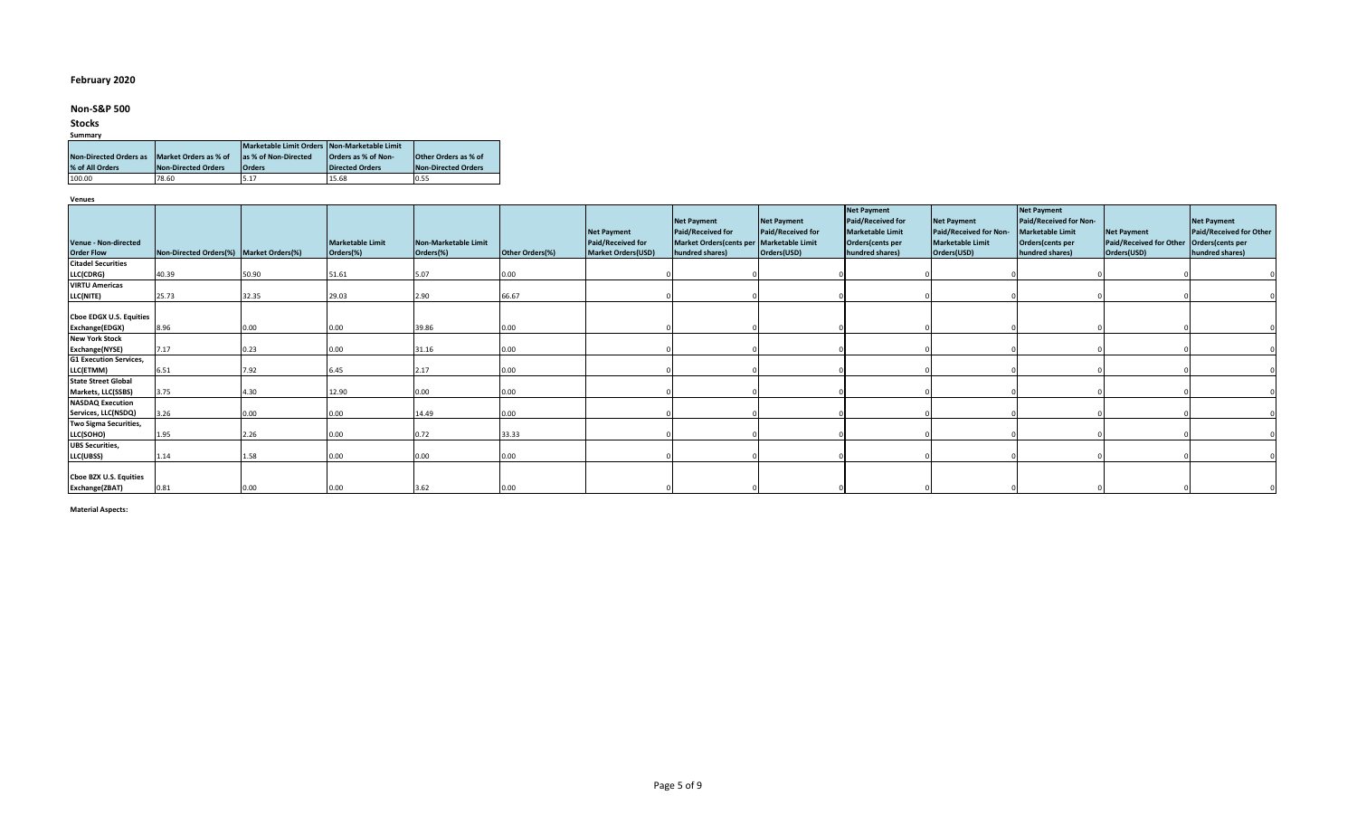# February 2020

## Non-S&P 500

### Stocks

**Summary**

| Non-Directed Orders as % of All Orders | Market Orders as % of Non-Directed Orders | Marketable Limit Orders as % of Non-Directed Orders | Non-Marketable Limit Orders as % of Non-Directed Orders | Other Orders as % of Non-Directed Orders |
|---|---|---|---|---|
| 100.00 | 78.60 | 5.17 | 15.68 | 0.55 |

**Venues**

| Venue - Non-directed Order Flow | Non-Directed Orders(%) | Market Orders(%) | Marketable Limit Orders(%) | Non-Marketable Limit Orders(%) | Other Orders(%) | Net Payment Paid/Received for Market Orders(USD) | Net Payment Paid/Received for Market Orders(cents per hundred shares) | Net Payment Paid/Received for Marketable Limit Orders(USD) | Net Payment Paid/Received for Marketable Limit Orders(cents per hundred shares) | Net Payment Paid/Received for Non-Marketable Limit Orders(USD) | Net Payment Paid/Received for Non-Marketable Limit Orders(cents per hundred shares) | Net Payment Paid/Received for Other Orders(USD) | Net Payment Paid/Received for Other Orders(cents per hundred shares) |
|---|---|---|---|---|---|---|---|---|---|---|---|---|---|
| Citadel Securities LLC(CDRG) | 40.39 | 50.90 | 51.61 | 5.07 | 0.00 | 0 | 0 | 0 | 0 | 0 | 0 | 0 | 0 |
| VIRTU Americas LLC(NITE) | 25.73 | 32.35 | 29.03 | 2.90 | 66.67 | 0 | 0 | 0 | 0 | 0 | 0 | 0 | 0 |
| Cboe EDGX U.S. Equities Exchange(EDGX) | 8.96 | 0.00 | 0.00 | 39.86 | 0.00 | 0 | 0 | 0 | 0 | 0 | 0 | 0 | 0 |
| New York Stock Exchange(NYSE) | 7.17 | 0.23 | 0.00 | 31.16 | 0.00 | 0 | 0 | 0 | 0 | 0 | 0 | 0 | 0 |
| G1 Execution Services, LLC(ETMM) | 6.51 | 7.92 | 6.45 | 2.17 | 0.00 | 0 | 0 | 0 | 0 | 0 | 0 | 0 | 0 |
| State Street Global Markets, LLC(SSBS) | 3.75 | 4.30 | 12.90 | 0.00 | 0.00 | 0 | 0 | 0 | 0 | 0 | 0 | 0 | 0 |
| NASDAQ Execution Services, LLC(NSDQ) | 3.26 | 0.00 | 0.00 | 14.49 | 0.00 | 0 | 0 | 0 | 0 | 0 | 0 | 0 | 0 |
| Two Sigma Securities, LLC(SOHO) | 1.95 | 2.26 | 0.00 | 0.72 | 33.33 | 0 | 0 | 0 | 0 | 0 | 0 | 0 | 0 |
| UBS Securities, LLC(UBSS) | 1.14 | 1.58 | 0.00 | 0.00 | 0.00 | 0 | 0 | 0 | 0 | 0 | 0 | 0 | 0 |
| Cboe BZX U.S. Equities Exchange(ZBAT) | 0.81 | 0.00 | 0.00 | 3.62 | 0.00 | 0 | 0 | 0 | 0 | 0 | 0 | 0 | 0 |

**Material Aspects:**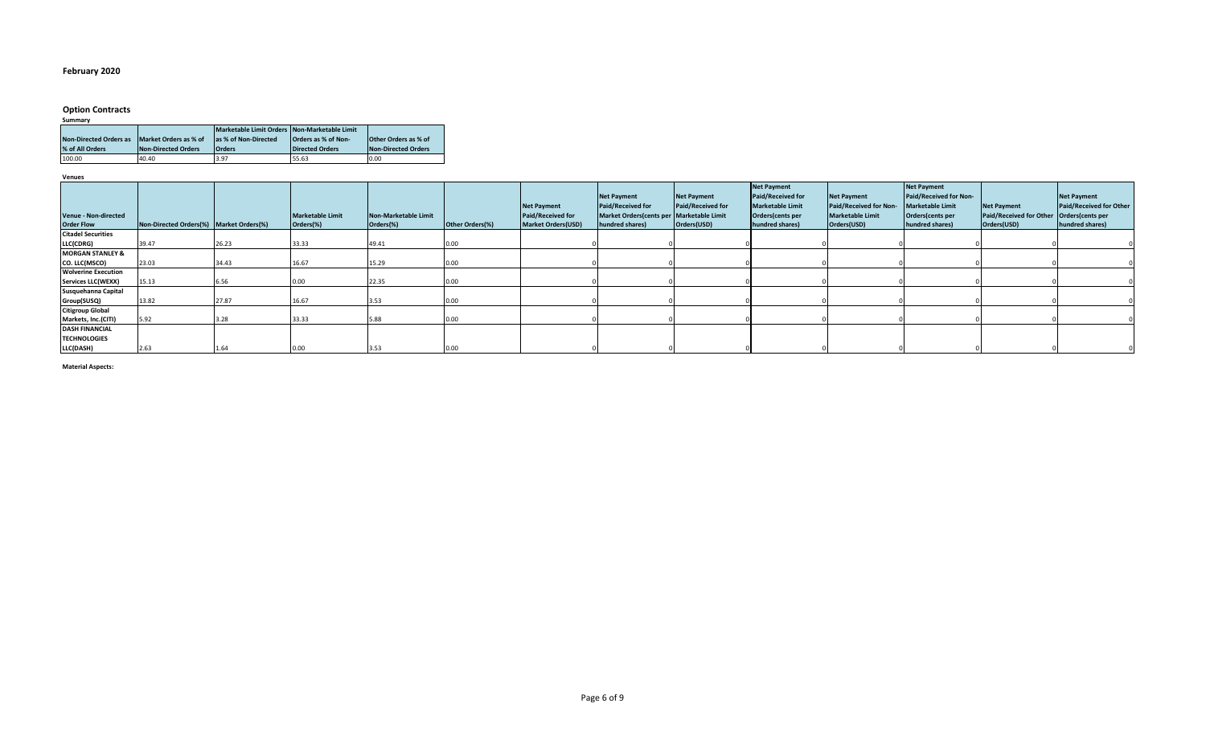# February 2020

## Option Contracts

### Summary

| Non-Directed Orders as % of All Orders | Market Orders as % of Non-Directed Orders | Marketable Limit Orders as % of Non-Directed Orders | Non-Marketable Limit Orders as % of Non-Directed Orders | Other Orders as % of Non-Directed Orders |
|---|---|---|---|---|
| 100.00 | 40.40 | 3.97 | 55.63 | 0.00 |

### Venues

| Venue - Non-directed Order Flow | Non-Directed Orders(%) | Market Orders(%) | Marketable Limit Orders(%) | Non-Marketable Limit Orders(%) | Other Orders(%) | Net Payment Paid/Received for Market Orders(USD) | Net Payment Paid/Received for Market Orders(cents per hundred shares) | Net Payment Paid/Received for Marketable Limit Orders(USD) | Net Payment Paid/Received for Marketable Limit Orders(cents per hundred shares) | Net Payment Paid/Received for Non-Marketable Limit Orders(USD) | Net Payment Paid/Received for Non-Marketable Limit Orders(cents per hundred shares) | Net Payment Paid/Received for Other Orders(USD) | Net Payment Paid/Received for Other Orders(cents per hundred shares) |
|---|---|---|---|---|---|---|---|---|---|---|---|---|---|
| Citadel Securities LLC(CDRG) | 39.47 | 26.23 | 33.33 | 49.41 | 0.00 | 0 | 0 | 0 | 0 | 0 | 0 | 0 | 0 |
| MORGAN STANLEY & CO. LLC(MSCO) | 23.03 | 34.43 | 16.67 | 15.29 | 0.00 | 0 | 0 | 0 | 0 | 0 | 0 | 0 | 0 |
| Wolverine Execution Services LLC(WEXX) | 15.13 | 6.56 | 0.00 | 22.35 | 0.00 | 0 | 0 | 0 | 0 | 0 | 0 | 0 | 0 |
| Susquehanna Capital Group(SUSQ) | 13.82 | 27.87 | 16.67 | 3.53 | 0.00 | 0 | 0 | 0 | 0 | 0 | 0 | 0 | 0 |
| Citigroup Global Markets, Inc.(CITI) | 5.92 | 3.28 | 33.33 | 5.88 | 0.00 | 0 | 0 | 0 | 0 | 0 | 0 | 0 | 0 |
| DASH FINANCIAL TECHNOLOGIES LLC(DASH) | 2.63 | 1.64 | 0.00 | 3.53 | 0.00 | 0 | 0 | 0 | 0 | 0 | 0 | 0 | 0 |

**Material Aspects:**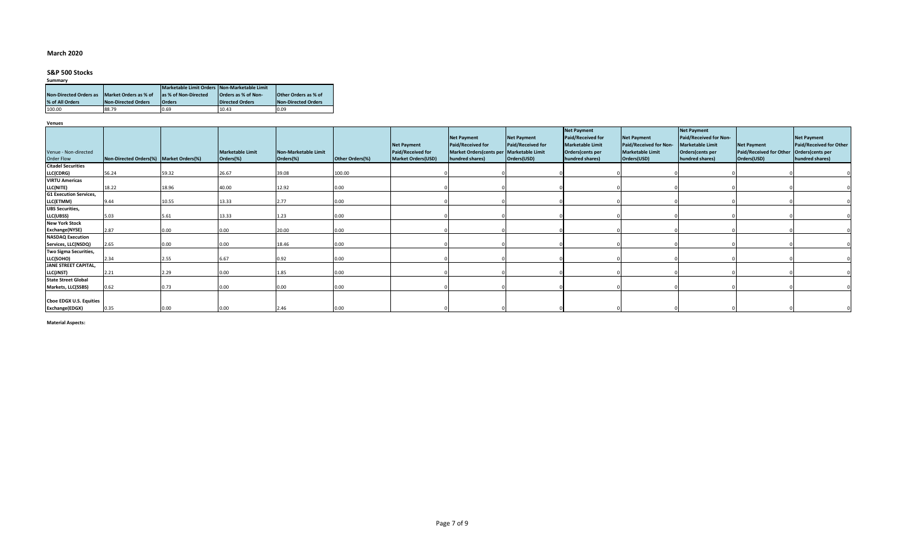## March 2020

### S&P 500 Stocks

**Summary**

| Non-Directed Orders as % of All Orders | Market Orders as % of Non-Directed Orders | Marketable Limit Orders as % of Non-Directed Orders | Non-Marketable Limit Orders as % of Non-Directed Orders | Other Orders as % of Non-Directed Orders |
|---|---|---|---|---|
| 100.00 | 88.79 | 0.69 | 10.43 | 0.09 |

**Venues**

| Venue - Non-directed Order Flow | Non-Directed Orders(%) | Market Orders(%) | Marketable Limit Orders(%) | Non-Marketable Limit Orders(%) | Other Orders(%) | Net Payment Paid/Received for Market Orders(USD) | Net Payment Paid/Received for Market Orders(cents per hundred shares) | Net Payment Paid/Received for Marketable Limit Orders(USD) | Net Payment Paid/Received for Marketable Limit Orders(cents per hundred shares) | Net Payment Paid/Received for Non-Marketable Limit Orders(USD) | Net Payment Paid/Received for Non-Marketable Limit Orders(cents per hundred shares) | Net Payment Paid/Received for Other Orders(USD) | Net Payment Paid/Received for Other Orders(cents per hundred shares) |
|---|---|---|---|---|---|---|---|---|---|---|---|---|---|
| Citadel Securities LLC(CDRG) | 56.24 | 59.32 | 26.67 | 39.08 | 100.00 | 0 | 0 | 0 | 0 | 0 | 0 | 0 | 0 |
| VIRTU Americas LLC(NITE) | 18.22 | 18.96 | 40.00 | 12.92 | 0.00 | 0 | 0 | 0 | 0 | 0 | 0 | 0 | 0 |
| G1 Execution Services, LLC(ETMM) | 9.44 | 10.55 | 13.33 | 2.77 | 0.00 | 0 | 0 | 0 | 0 | 0 | 0 | 0 | 0 |
| UBS Securities, LLC(UBSS) | 5.03 | 5.61 | 13.33 | 1.23 | 0.00 | 0 | 0 | 0 | 0 | 0 | 0 | 0 | 0 |
| New York Stock Exchange(NYSE) | 2.87 | 0.00 | 0.00 | 20.00 | 0.00 | 0 | 0 | 0 | 0 | 0 | 0 | 0 | 0 |
| NASDAQ Execution Services, LLC(NSDQ) | 2.65 | 0.00 | 0.00 | 18.46 | 0.00 | 0 | 0 | 0 | 0 | 0 | 0 | 0 | 0 |
| Two Sigma Securities, LLC(SOHO) | 2.34 | 2.55 | 6.67 | 0.92 | 0.00 | 0 | 0 | 0 | 0 | 0 | 0 | 0 | 0 |
| JANE STREET CAPITAL, LLC(JNST) | 2.21 | 2.29 | 0.00 | 1.85 | 0.00 | 0 | 0 | 0 | 0 | 0 | 0 | 0 | 0 |
| State Street Global Markets, LLC(SSBS) | 0.62 | 0.73 | 0.00 | 0.00 | 0.00 | 0 | 0 | 0 | 0 | 0 | 0 | 0 | 0 |
| Cboe EDGX U.S. Equities Exchange(EDGX) | 0.35 | 0.00 | 0.00 | 2.46 | 0.00 | 0 | 0 | 0 | 0 | 0 | 0 | 0 | 0 |

**Material Aspects:**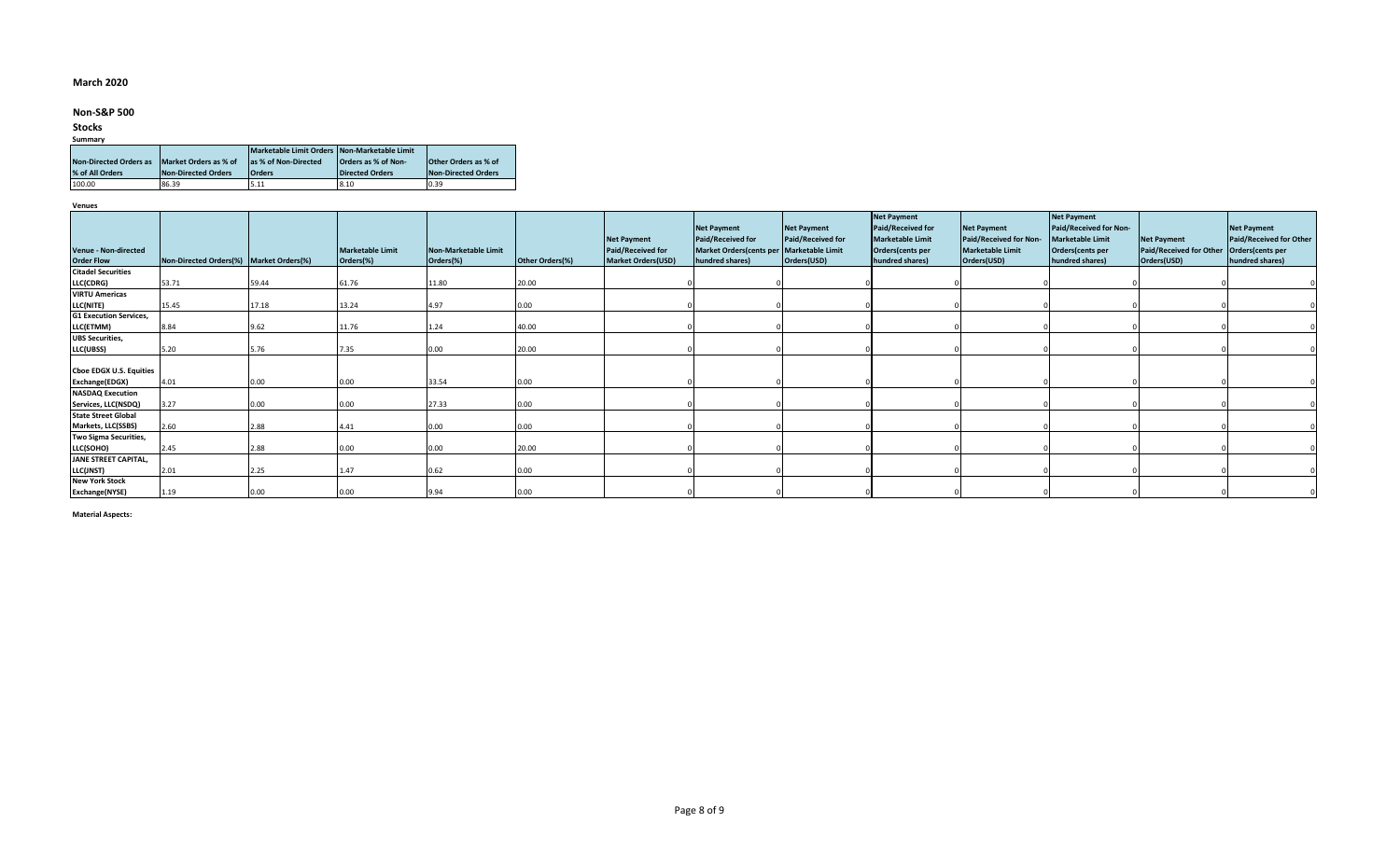# March 2020

## Non-S&P 500

### Stocks

Summary

| Non-Directed Orders as % of All Orders | Market Orders as % of Non-Directed Orders | Marketable Limit Orders as % of Non-Directed Orders | Non-Marketable Limit Orders as % of Non-Directed Orders | Other Orders as % of Non-Directed Orders |
|---|---|---|---|---|
| 100.00 | 86.39 | 5.11 | 8.10 | 0.39 |

Venues

| Venue - Non-directed Order Flow | Non-Directed Orders(%) | Market Orders(%) | Marketable Limit Orders(%) | Non-Marketable Limit Orders(%) | Other Orders(%) | Net Payment Paid/Received for Market Orders(USD) | Net Payment Paid/Received for Market Orders(cents per hundred shares) | Net Payment Paid/Received for Marketable Limit Orders(USD) | Net Payment Paid/Received for Marketable Limit Orders(cents per hundred shares) | Net Payment Paid/Received for Non-Marketable Limit Orders(USD) | Net Payment Paid/Received for Non-Marketable Limit Orders(cents per hundred shares) | Net Payment Paid/Received for Other Orders(USD) | Net Payment Paid/Received for Other Orders(cents per hundred shares) |
|---|---|---|---|---|---|---|---|---|---|---|---|---|---|
| Citadel Securities LLC(CDRG) | 53.71 | 59.44 | 61.76 | 11.80 | 20.00 | 0 | 0 | 0 | 0 | 0 | 0 | 0 | 0 |
| VIRTU Americas LLC(NITE) | 15.45 | 17.18 | 13.24 | 4.97 | 0.00 | 0 | 0 | 0 | 0 | 0 | 0 | 0 | 0 |
| G1 Execution Services, LLC(ETMM) | 8.84 | 9.62 | 11.76 | 1.24 | 40.00 | 0 | 0 | 0 | 0 | 0 | 0 | 0 | 0 |
| UBS Securities, LLC(UBSS) | 5.20 | 5.76 | 7.35 | 0.00 | 20.00 | 0 | 0 | 0 | 0 | 0 | 0 | 0 | 0 |
| Cboe EDGX U.S. Equities Exchange(EDGX) | 4.01 | 0.00 | 0.00 | 33.54 | 0.00 | 0 | 0 | 0 | 0 | 0 | 0 | 0 | 0 |
| NASDAQ Execution Services, LLC(NSDQ) | 3.27 | 0.00 | 0.00 | 27.33 | 0.00 | 0 | 0 | 0 | 0 | 0 | 0 | 0 | 0 |
| State Street Global Markets, LLC(SSBS) | 2.60 | 2.88 | 4.41 | 0.00 | 0.00 | 0 | 0 | 0 | 0 | 0 | 0 | 0 | 0 |
| Two Sigma Securities, LLC(SOHO) | 2.45 | 2.88 | 0.00 | 0.00 | 20.00 | 0 | 0 | 0 | 0 | 0 | 0 | 0 | 0 |
| JANE STREET CAPITAL, LLC(JNST) | 2.01 | 2.25 | 1.47 | 0.62 | 0.00 | 0 | 0 | 0 | 0 | 0 | 0 | 0 | 0 |
| New York Stock Exchange(NYSE) | 1.19 | 0.00 | 0.00 | 9.94 | 0.00 | 0 | 0 | 0 | 0 | 0 | 0 | 0 | 0 |

**Material Aspects:**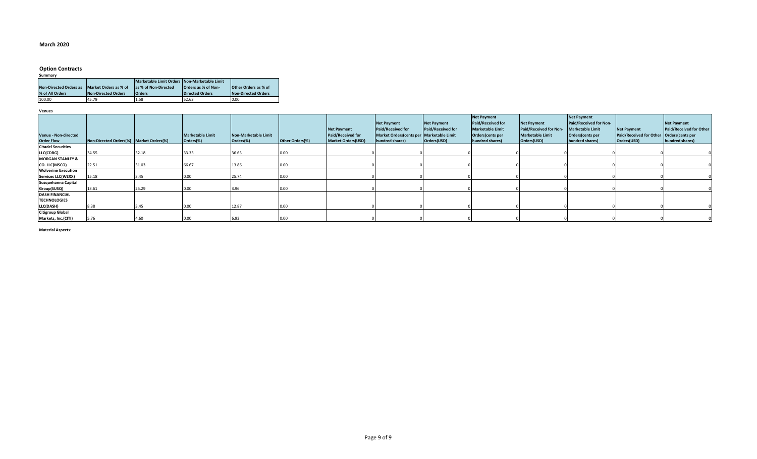**March 2020**

**Option Contracts**

Summary

| Non-Directed Orders as % of All Orders | Market Orders as % of Non-Directed Orders | Marketable Limit Orders as % of Non-Directed Orders | Non-Marketable Limit Orders as % of Non-Directed Orders | Other Orders as % of Non-Directed Orders |
|---|---|---|---|---|
| 100.00 | 45.79 | 1.58 | 52.63 | 0.00 |

Venues

| Venue - Non-directed Order Flow | Non-Directed Orders(%) | Market Orders(%) | Marketable Limit Orders(%) | Non-Marketable Limit Orders(%) | Other Orders(%) | Net Payment Paid/Received for Market Orders(USD) | Net Payment Paid/Received for Market Orders(cents per hundred shares) | Net Payment Paid/Received for Marketable Limit Orders(USD) | Net Payment Paid/Received for Marketable Limit Orders(cents per hundred shares) | Net Payment Paid/Received for Non-Marketable Limit Orders(USD) | Net Payment Paid/Received for Non-Marketable Limit Orders(cents per hundred shares) | Net Payment Paid/Received for Other Orders(USD) | Net Payment Paid/Received for Other Orders(cents per hundred shares) |
|---|---|---|---|---|---|---|---|---|---|---|---|---|---|
| Citadel Securities LLC(CDRG) | 34.55 | 32.18 | 33.33 | 36.63 | 0.00 | 0 | 0 | 0 | 0 | 0 | 0 | 0 | 0 |
| MORGAN STANLEY & CO. LLC(MSCO) | 22.51 | 31.03 | 66.67 | 13.86 | 0.00 | 0 | 0 | 0 | 0 | 0 | 0 | 0 | 0 |
| Wolverine Execution Services LLC(WEXX) | 15.18 | 3.45 | 0.00 | 25.74 | 0.00 | 0 | 0 | 0 | 0 | 0 | 0 | 0 | 0 |
| Susquehanna Capital Group(SUSQ) | 13.61 | 25.29 | 0.00 | 3.96 | 0.00 | 0 | 0 | 0 | 0 | 0 | 0 | 0 | 0 |
| DASH FINANCIAL TECHNOLOGIES LLC(DASH) | 8.38 | 3.45 | 0.00 | 12.87 | 0.00 | 0 | 0 | 0 | 0 | 0 | 0 | 0 | 0 |
| Citigroup Global Markets, Inc.(CITI) | 5.76 | 4.60 | 0.00 | 6.93 | 0.00 | 0 | 0 | 0 | 0 | 0 | 0 | 0 | 0 |

**Material Aspects:**